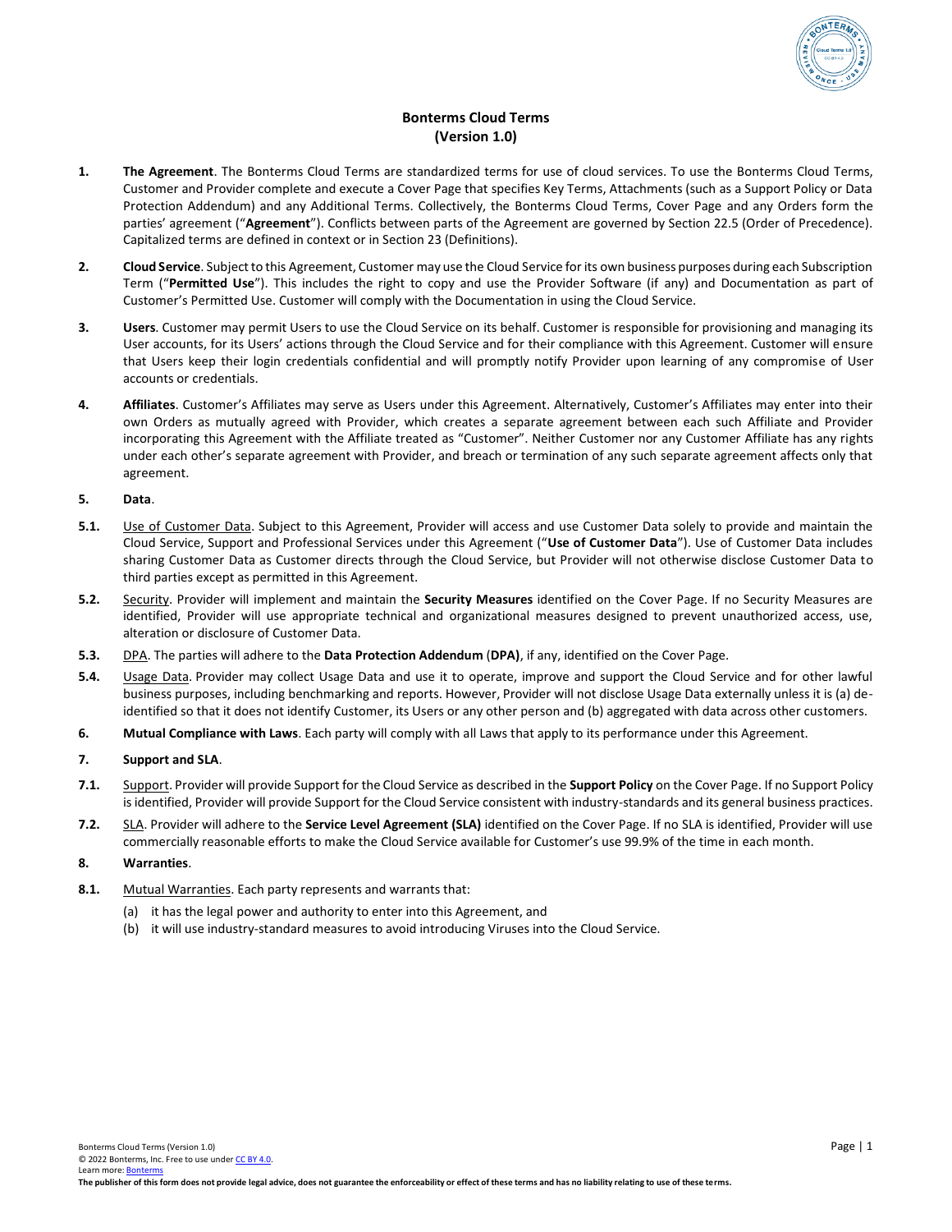# Bonterms Cloud Terms
# (Version 1.0)

**1. The Agreement**. The Bonterms Cloud Terms are standardized terms for use of cloud services. To use the Bonterms Cloud Terms, Customer and Provider complete and execute a Cover Page that specifies Key Terms, Attachments (such as a Support Policy or Data Protection Addendum) and any Additional Terms. Collectively, the Bonterms Cloud Terms, Cover Page and any Orders form the parties' agreement ("**Agreement**"). Conflicts between parts of the Agreement are governed by Section 22.5 (Order of Precedence). Capitalized terms are defined in context or in Section 23 (Definitions).

**2. Cloud Service**. Subject to this Agreement, Customer may use the Cloud Service for its own business purposes during each Subscription Term ("**Permitted Use**"). This includes the right to copy and use the Provider Software (if any) and Documentation as part of Customer's Permitted Use. Customer will comply with the Documentation in using the Cloud Service.

**3. Users**. Customer may permit Users to use the Cloud Service on its behalf. Customer is responsible for provisioning and managing its User accounts, for its Users' actions through the Cloud Service and for their compliance with this Agreement. Customer will ensure that Users keep their login credentials confidential and will promptly notify Provider upon learning of any compromise of User accounts or credentials.

**4. Affiliates**. Customer's Affiliates may serve as Users under this Agreement. Alternatively, Customer's Affiliates may enter into their own Orders as mutually agreed with Provider, which creates a separate agreement between each such Affiliate and Provider incorporating this Agreement with the Affiliate treated as "Customer". Neither Customer nor any Customer Affiliate has any rights under each other's separate agreement with Provider, and breach or termination of any such separate agreement affects only that agreement.

**5. Data**.

**5.1.** Use of Customer Data. Subject to this Agreement, Provider will access and use Customer Data solely to provide and maintain the Cloud Service, Support and Professional Services under this Agreement ("**Use of Customer Data**"). Use of Customer Data includes sharing Customer Data as Customer directs through the Cloud Service, but Provider will not otherwise disclose Customer Data to third parties except as permitted in this Agreement.

**5.2.** Security. Provider will implement and maintain the **Security Measures** identified on the Cover Page. If no Security Measures are identified, Provider will use appropriate technical and organizational measures designed to prevent unauthorized access, use, alteration or disclosure of Customer Data.

**5.3.** DPA. The parties will adhere to the **Data Protection Addendum** (**DPA)**, if any, identified on the Cover Page.

**5.4.** Usage Data. Provider may collect Usage Data and use it to operate, improve and support the Cloud Service and for other lawful business purposes, including benchmarking and reports. However, Provider will not disclose Usage Data externally unless it is (a) de-identified so that it does not identify Customer, its Users or any other person and (b) aggregated with data across other customers.

**6. Mutual Compliance with Laws**. Each party will comply with all Laws that apply to its performance under this Agreement.

**7. Support and SLA**.

**7.1.** Support. Provider will provide Support for the Cloud Service as described in the **Support Policy** on the Cover Page. If no Support Policy is identified, Provider will provide Support for the Cloud Service consistent with industry-standards and its general business practices.

**7.2.** SLA. Provider will adhere to the **Service Level Agreement (SLA)** identified on the Cover Page. If no SLA is identified, Provider will use commercially reasonable efforts to make the Cloud Service available for Customer's use 99.9% of the time in each month.

**8. Warranties**.

**8.1.** Mutual Warranties. Each party represents and warrants that:

(a) it has the legal power and authority to enter into this Agreement, and

(b) it will use industry-standard measures to avoid introducing Viruses into the Cloud Service.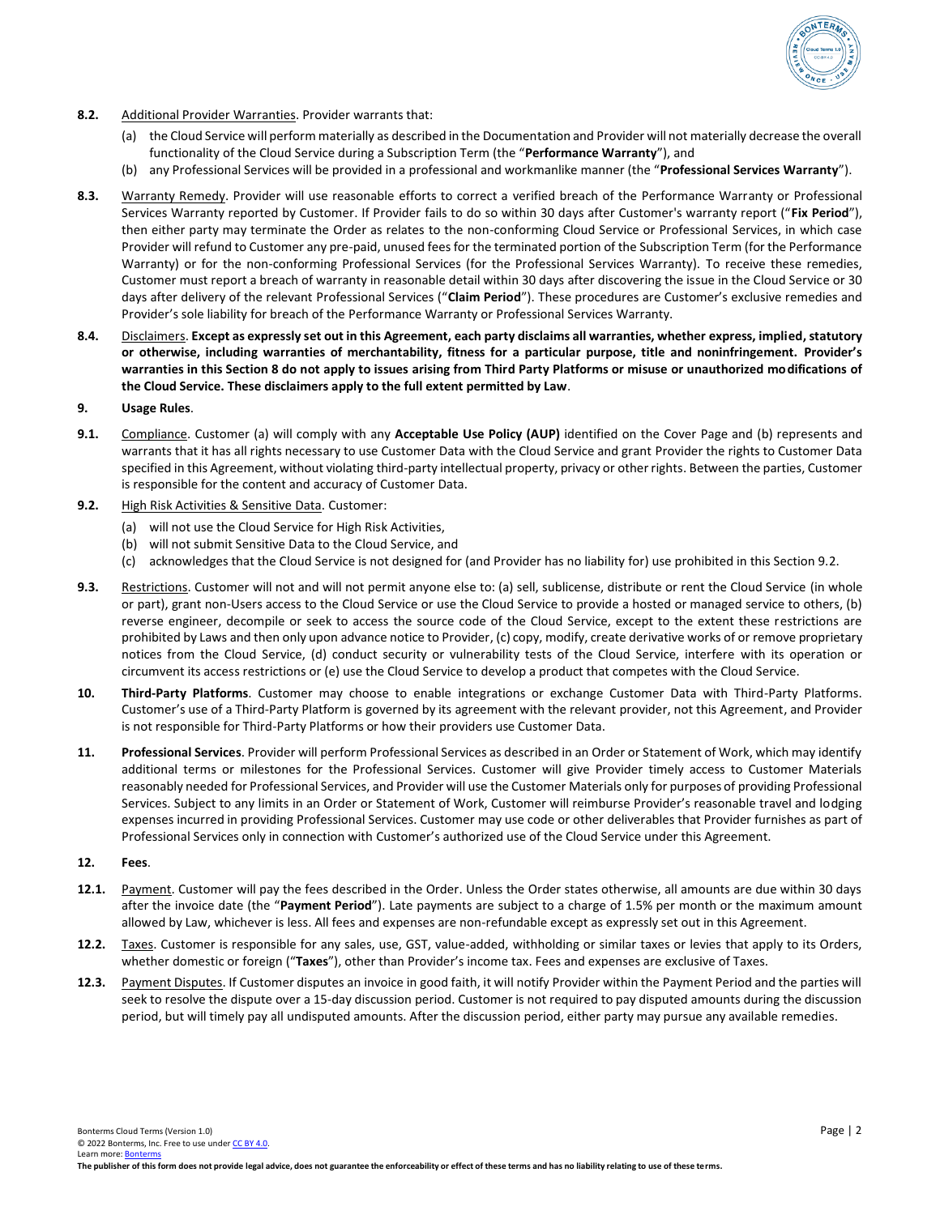**8.2.** Additional Provider Warranties. Provider warrants that:

(a) the Cloud Service will perform materially as described in the Documentation and Provider will not materially decrease the overall functionality of the Cloud Service during a Subscription Term (the "**Performance Warranty**"), and

(b) any Professional Services will be provided in a professional and workmanlike manner (the "**Professional Services Warranty**").

**8.3.** Warranty Remedy. Provider will use reasonable efforts to correct a verified breach of the Performance Warranty or Professional Services Warranty reported by Customer. If Provider fails to do so within 30 days after Customer's warranty report ("**Fix Period**"), then either party may terminate the Order as relates to the non-conforming Cloud Service or Professional Services, in which case Provider will refund to Customer any pre-paid, unused fees for the terminated portion of the Subscription Term (for the Performance Warranty) or for the non-conforming Professional Services (for the Professional Services Warranty). To receive these remedies, Customer must report a breach of warranty in reasonable detail within 30 days after discovering the issue in the Cloud Service or 30 days after delivery of the relevant Professional Services ("**Claim Period**"). These procedures are Customer's exclusive remedies and Provider's sole liability for breach of the Performance Warranty or Professional Services Warranty.

**8.4.** Disclaimers. **Except as expressly set out in this Agreement, each party disclaims all warranties, whether express, implied, statutory or otherwise, including warranties of merchantability, fitness for a particular purpose, title and noninfringement. Provider's warranties in this Section 8 do not apply to issues arising from Third Party Platforms or misuse or unauthorized modifications of the Cloud Service. These disclaimers apply to the full extent permitted by Law**.

## 9. Usage Rules.

**9.1.** Compliance. Customer (a) will comply with any **Acceptable Use Policy (AUP)** identified on the Cover Page and (b) represents and warrants that it has all rights necessary to use Customer Data with the Cloud Service and grant Provider the rights to Customer Data specified in this Agreement, without violating third-party intellectual property, privacy or other rights. Between the parties, Customer is responsible for the content and accuracy of Customer Data.

**9.2.** High Risk Activities & Sensitive Data. Customer:

(a) will not use the Cloud Service for High Risk Activities,

(b) will not submit Sensitive Data to the Cloud Service, and

(c) acknowledges that the Cloud Service is not designed for (and Provider has no liability for) use prohibited in this Section 9.2.

**9.3.** Restrictions. Customer will not and will not permit anyone else to: (a) sell, sublicense, distribute or rent the Cloud Service (in whole or part), grant non-Users access to the Cloud Service or use the Cloud Service to provide a hosted or managed service to others, (b) reverse engineer, decompile or seek to access the source code of the Cloud Service, except to the extent these restrictions are prohibited by Laws and then only upon advance notice to Provider, (c) copy, modify, create derivative works of or remove proprietary notices from the Cloud Service, (d) conduct security or vulnerability tests of the Cloud Service, interfere with its operation or circumvent its access restrictions or (e) use the Cloud Service to develop a product that competes with the Cloud Service.

## 10. Third-Party Platforms.

Customer may choose to enable integrations or exchange Customer Data with Third-Party Platforms. Customer's use of a Third-Party Platform is governed by its agreement with the relevant provider, not this Agreement, and Provider is not responsible for Third-Party Platforms or how their providers use Customer Data.

## 11. Professional Services.

Provider will perform Professional Services as described in an Order or Statement of Work, which may identify additional terms or milestones for the Professional Services. Customer will give Provider timely access to Customer Materials reasonably needed for Professional Services, and Provider will use the Customer Materials only for purposes of providing Professional Services. Subject to any limits in an Order or Statement of Work, Customer will reimburse Provider's reasonable travel and lodging expenses incurred in providing Professional Services. Customer may use code or other deliverables that Provider furnishes as part of Professional Services only in connection with Customer's authorized use of the Cloud Service under this Agreement.

## 12. Fees.

**12.1.** Payment. Customer will pay the fees described in the Order. Unless the Order states otherwise, all amounts are due within 30 days after the invoice date (the "**Payment Period**"). Late payments are subject to a charge of 1.5% per month or the maximum amount allowed by Law, whichever is less. All fees and expenses are non-refundable except as expressly set out in this Agreement.

**12.2.** Taxes. Customer is responsible for any sales, use, GST, value-added, withholding or similar taxes or levies that apply to its Orders, whether domestic or foreign ("**Taxes**"), other than Provider's income tax. Fees and expenses are exclusive of Taxes.

**12.3.** Payment Disputes. If Customer disputes an invoice in good faith, it will notify Provider within the Payment Period and the parties will seek to resolve the dispute over a 15-day discussion period. Customer is not required to pay disputed amounts during the discussion period, but will timely pay all undisputed amounts. After the discussion period, either party may pursue any available remedies.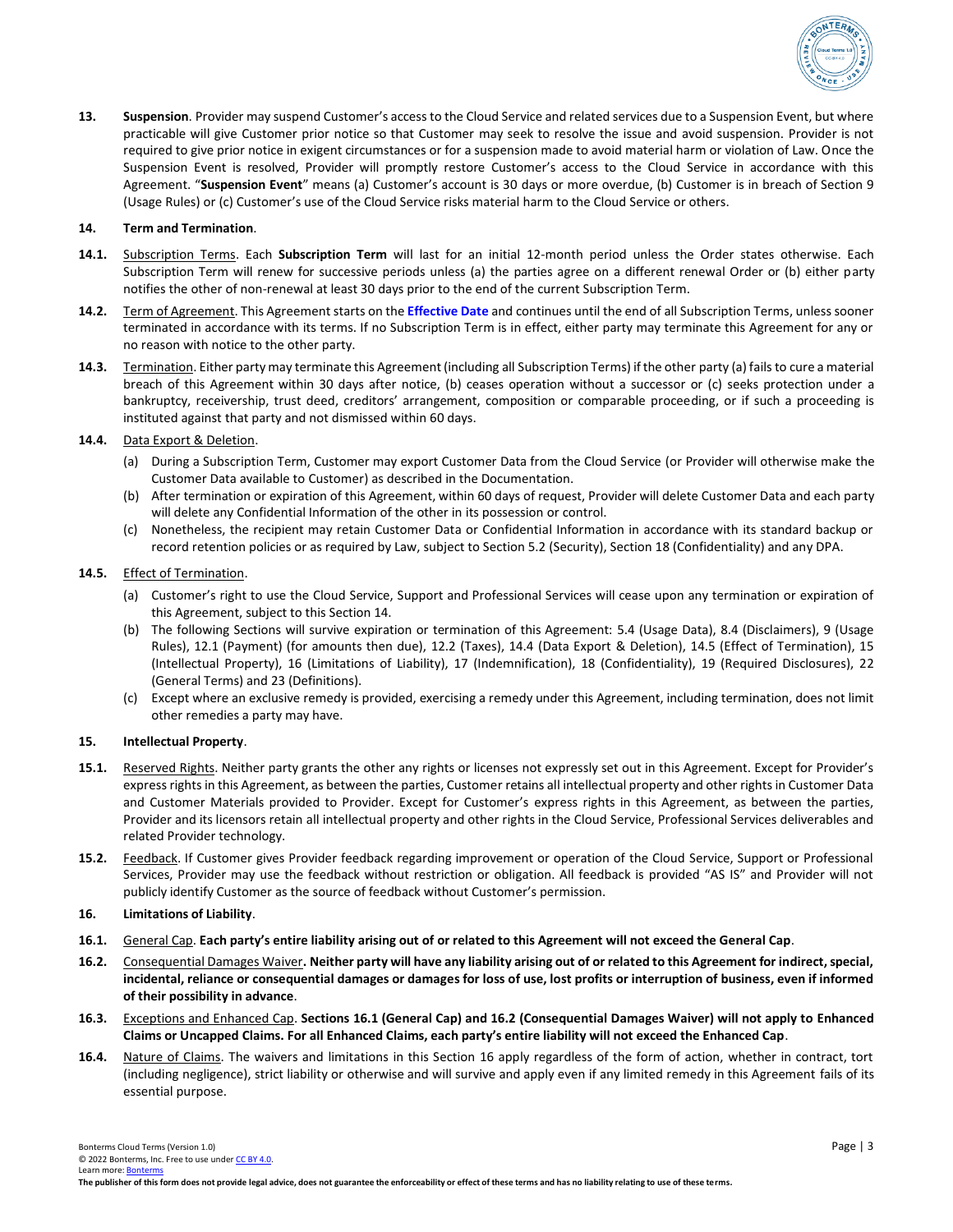**13. Suspension**. Provider may suspend Customer's access to the Cloud Service and related services due to a Suspension Event, but where practicable will give Customer prior notice so that Customer may seek to resolve the issue and avoid suspension. Provider is not required to give prior notice in exigent circumstances or for a suspension made to avoid material harm or violation of Law. Once the Suspension Event is resolved, Provider will promptly restore Customer's access to the Cloud Service in accordance with this Agreement. "**Suspension Event**" means (a) Customer's account is 30 days or more overdue, (b) Customer is in breach of Section 9 (Usage Rules) or (c) Customer's use of the Cloud Service risks material harm to the Cloud Service or others.

**14. Term and Termination**.

**14.1.** Subscription Terms. Each **Subscription Term** will last for an initial 12-month period unless the Order states otherwise. Each Subscription Term will renew for successive periods unless (a) the parties agree on a different renewal Order or (b) either party notifies the other of non-renewal at least 30 days prior to the end of the current Subscription Term.

**14.2.** Term of Agreement. This Agreement starts on the **Effective Date** and continues until the end of all Subscription Terms, unless sooner terminated in accordance with its terms. If no Subscription Term is in effect, either party may terminate this Agreement for any or no reason with notice to the other party.

**14.3.** Termination. Either party may terminate this Agreement (including all Subscription Terms) if the other party (a) fails to cure a material breach of this Agreement within 30 days after notice, (b) ceases operation without a successor or (c) seeks protection under a bankruptcy, receivership, trust deed, creditors' arrangement, composition or comparable proceeding, or if such a proceeding is instituted against that party and not dismissed within 60 days.

**14.4.** Data Export & Deletion.

(a) During a Subscription Term, Customer may export Customer Data from the Cloud Service (or Provider will otherwise make the Customer Data available to Customer) as described in the Documentation.

(b) After termination or expiration of this Agreement, within 60 days of request, Provider will delete Customer Data and each party will delete any Confidential Information of the other in its possession or control.

(c) Nonetheless, the recipient may retain Customer Data or Confidential Information in accordance with its standard backup or record retention policies or as required by Law, subject to Section 5.2 (Security), Section 18 (Confidentiality) and any DPA.

**14.5.** Effect of Termination.

(a) Customer's right to use the Cloud Service, Support and Professional Services will cease upon any termination or expiration of this Agreement, subject to this Section 14.

(b) The following Sections will survive expiration or termination of this Agreement: 5.4 (Usage Data), 8.4 (Disclaimers), 9 (Usage Rules), 12.1 (Payment) (for amounts then due), 12.2 (Taxes), 14.4 (Data Export & Deletion), 14.5 (Effect of Termination), 15 (Intellectual Property), 16 (Limitations of Liability), 17 (Indemnification), 18 (Confidentiality), 19 (Required Disclosures), 22 (General Terms) and 23 (Definitions).

(c) Except where an exclusive remedy is provided, exercising a remedy under this Agreement, including termination, does not limit other remedies a party may have.

**15. Intellectual Property**.

**15.1.** Reserved Rights. Neither party grants the other any rights or licenses not expressly set out in this Agreement. Except for Provider's express rights in this Agreement, as between the parties, Customer retains all intellectual property and other rights in Customer Data and Customer Materials provided to Provider. Except for Customer's express rights in this Agreement, as between the parties, Provider and its licensors retain all intellectual property and other rights in the Cloud Service, Professional Services deliverables and related Provider technology.

**15.2.** Feedback. If Customer gives Provider feedback regarding improvement or operation of the Cloud Service, Support or Professional Services, Provider may use the feedback without restriction or obligation. All feedback is provided "AS IS" and Provider will not publicly identify Customer as the source of feedback without Customer's permission.

**16. Limitations of Liability**.

**16.1.** General Cap. **Each party's entire liability arising out of or related to this Agreement will not exceed the General Cap**.

**16.2.** Consequential Damages Waiver**. Neither party will have any liability arising out of or related to this Agreement for indirect, special, incidental, reliance or consequential damages or damages for loss of use, lost profits or interruption of business, even if informed of their possibility in advance**.

**16.3.** Exceptions and Enhanced Cap. **Sections 16.1 (General Cap) and 16.2 (Consequential Damages Waiver) will not apply to Enhanced Claims or Uncapped Claims. For all Enhanced Claims, each party's entire liability will not exceed the Enhanced Cap**.

**16.4.** Nature of Claims. The waivers and limitations in this Section 16 apply regardless of the form of action, whether in contract, tort (including negligence), strict liability or otherwise and will survive and apply even if any limited remedy in this Agreement fails of its essential purpose.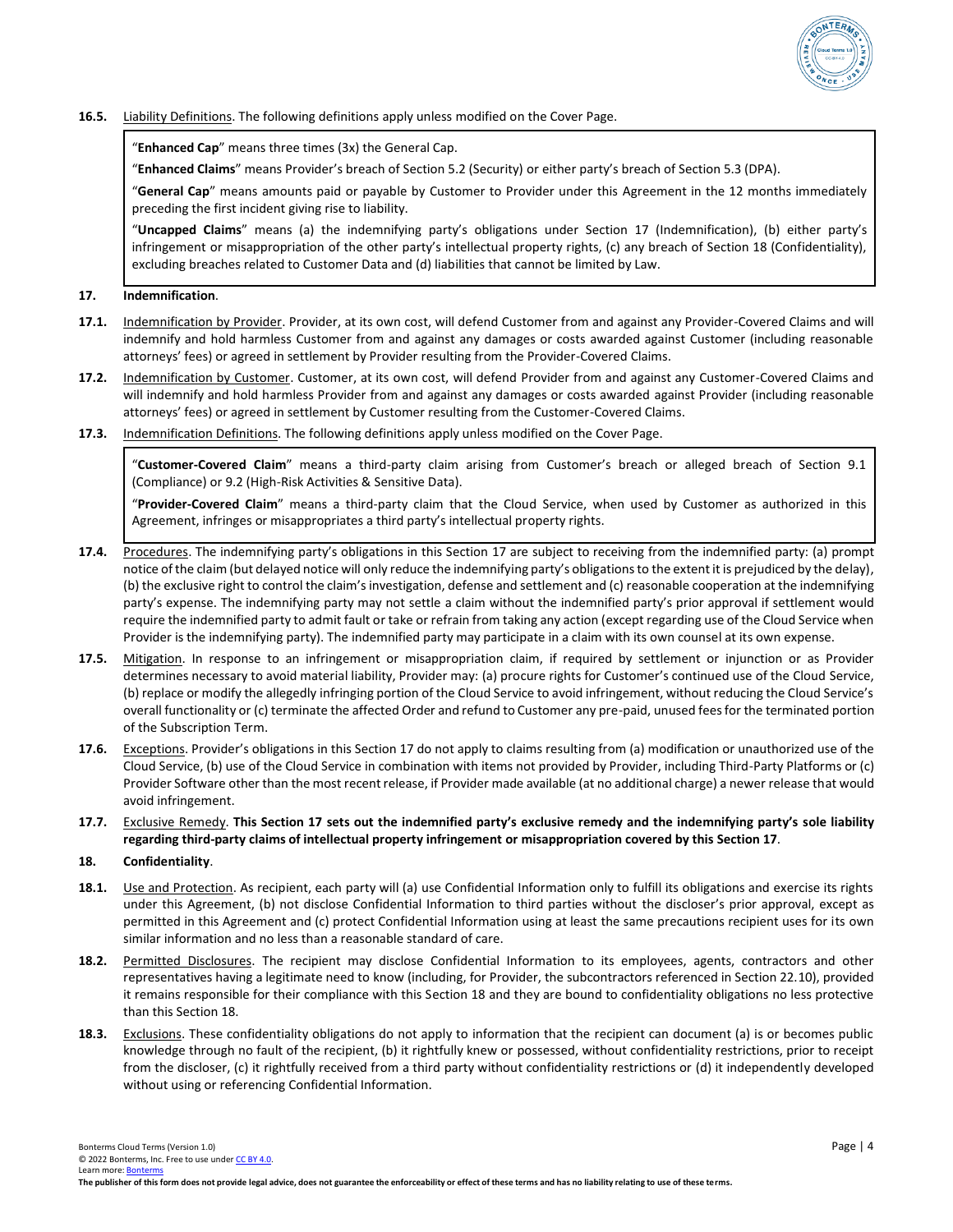**16.5.** Liability Definitions. The following definitions apply unless modified on the Cover Page.

> "**Enhanced Cap**" means three times (3x) the General Cap.
>
> "**Enhanced Claims**" means Provider's breach of Section 5.2 (Security) or either party's breach of Section 5.3 (DPA).
>
> "**General Cap**" means amounts paid or payable by Customer to Provider under this Agreement in the 12 months immediately preceding the first incident giving rise to liability.
>
> "**Uncapped Claims**" means (a) the indemnifying party's obligations under Section 17 (Indemnification), (b) either party's infringement or misappropriation of the other party's intellectual property rights, (c) any breach of Section 18 (Confidentiality), excluding breaches related to Customer Data and (d) liabilities that cannot be limited by Law.

## 17. Indemnification.

**17.1.** Indemnification by Provider. Provider, at its own cost, will defend Customer from and against any Provider-Covered Claims and will indemnify and hold harmless Customer from and against any damages or costs awarded against Customer (including reasonable attorneys' fees) or agreed in settlement by Provider resulting from the Provider-Covered Claims.

**17.2.** Indemnification by Customer. Customer, at its own cost, will defend Provider from and against any Customer-Covered Claims and will indemnify and hold harmless Provider from and against any damages or costs awarded against Provider (including reasonable attorneys' fees) or agreed in settlement by Customer resulting from the Customer-Covered Claims.

**17.3.** Indemnification Definitions. The following definitions apply unless modified on the Cover Page.

> "**Customer-Covered Claim**" means a third-party claim arising from Customer's breach or alleged breach of Section 9.1 (Compliance) or 9.2 (High-Risk Activities & Sensitive Data).
>
> "**Provider-Covered Claim**" means a third-party claim that the Cloud Service, when used by Customer as authorized in this Agreement, infringes or misappropriates a third party's intellectual property rights.

**17.4.** Procedures. The indemnifying party's obligations in this Section 17 are subject to receiving from the indemnified party: (a) prompt notice of the claim (but delayed notice will only reduce the indemnifying party's obligations to the extent it is prejudiced by the delay), (b) the exclusive right to control the claim's investigation, defense and settlement and (c) reasonable cooperation at the indemnifying party's expense. The indemnifying party may not settle a claim without the indemnified party's prior approval if settlement would require the indemnified party to admit fault or take or refrain from taking any action (except regarding use of the Cloud Service when Provider is the indemnifying party). The indemnified party may participate in a claim with its own counsel at its own expense.

**17.5.** Mitigation. In response to an infringement or misappropriation claim, if required by settlement or injunction or as Provider determines necessary to avoid material liability, Provider may: (a) procure rights for Customer's continued use of the Cloud Service, (b) replace or modify the allegedly infringing portion of the Cloud Service to avoid infringement, without reducing the Cloud Service's overall functionality or (c) terminate the affected Order and refund to Customer any pre-paid, unused fees for the terminated portion of the Subscription Term.

**17.6.** Exceptions. Provider's obligations in this Section 17 do not apply to claims resulting from (a) modification or unauthorized use of the Cloud Service, (b) use of the Cloud Service in combination with items not provided by Provider, including Third-Party Platforms or (c) Provider Software other than the most recent release, if Provider made available (at no additional charge) a newer release that would avoid infringement.

**17.7.** Exclusive Remedy. **This Section 17 sets out the indemnified party's exclusive remedy and the indemnifying party's sole liability regarding third-party claims of intellectual property infringement or misappropriation covered by this Section 17**.

## 18. Confidentiality.

**18.1.** Use and Protection. As recipient, each party will (a) use Confidential Information only to fulfill its obligations and exercise its rights under this Agreement, (b) not disclose Confidential Information to third parties without the discloser's prior approval, except as permitted in this Agreement and (c) protect Confidential Information using at least the same precautions recipient uses for its own similar information and no less than a reasonable standard of care.

**18.2.** Permitted Disclosures. The recipient may disclose Confidential Information to its employees, agents, contractors and other representatives having a legitimate need to know (including, for Provider, the subcontractors referenced in Section 22.10), provided it remains responsible for their compliance with this Section 18 and they are bound to confidentiality obligations no less protective than this Section 18.

**18.3.** Exclusions. These confidentiality obligations do not apply to information that the recipient can document (a) is or becomes public knowledge through no fault of the recipient, (b) it rightfully knew or possessed, without confidentiality restrictions, prior to receipt from the discloser, (c) it rightfully received from a third party without confidentiality restrictions or (d) it independently developed without using or referencing Confidential Information.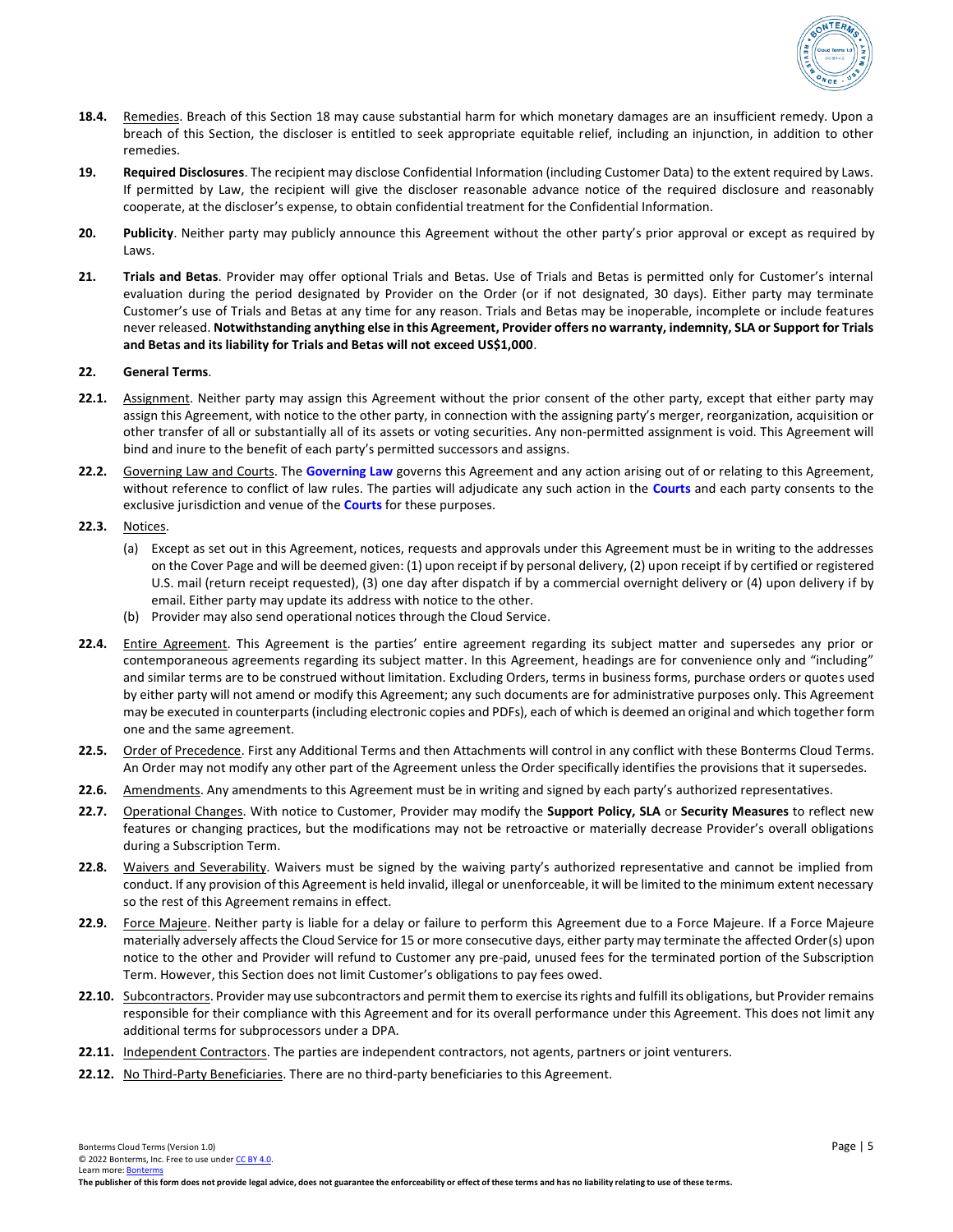**18.4.** Remedies. Breach of this Section 18 may cause substantial harm for which monetary damages are an insufficient remedy. Upon a breach of this Section, the discloser is entitled to seek appropriate equitable relief, including an injunction, in addition to other remedies.

**19.** **Required Disclosures**. The recipient may disclose Confidential Information (including Customer Data) to the extent required by Laws. If permitted by Law, the recipient will give the discloser reasonable advance notice of the required disclosure and reasonably cooperate, at the discloser's expense, to obtain confidential treatment for the Confidential Information.

**20.** **Publicity**. Neither party may publicly announce this Agreement without the other party's prior approval or except as required by Laws.

**21.** **Trials and Betas**. Provider may offer optional Trials and Betas. Use of Trials and Betas is permitted only for Customer's internal evaluation during the period designated by Provider on the Order (or if not designated, 30 days). Either party may terminate Customer's use of Trials and Betas at any time for any reason. Trials and Betas may be inoperable, incomplete or include features never released. **Notwithstanding anything else in this Agreement, Provider offers no warranty, indemnity, SLA or Support for Trials and Betas and its liability for Trials and Betas will not exceed US$1,000**.

**22.** **General Terms**.

**22.1.** Assignment. Neither party may assign this Agreement without the prior consent of the other party, except that either party may assign this Agreement, with notice to the other party, in connection with the assigning party's merger, reorganization, acquisition or other transfer of all or substantially all of its assets or voting securities. Any non-permitted assignment is void. This Agreement will bind and inure to the benefit of each party's permitted successors and assigns.

**22.2.** Governing Law and Courts. The **Governing Law** governs this Agreement and any action arising out of or relating to this Agreement, without reference to conflict of law rules. The parties will adjudicate any such action in the **Courts** and each party consents to the exclusive jurisdiction and venue of the **Courts** for these purposes.

**22.3.** Notices.

(a) Except as set out in this Agreement, notices, requests and approvals under this Agreement must be in writing to the addresses on the Cover Page and will be deemed given: (1) upon receipt if by personal delivery, (2) upon receipt if by certified or registered U.S. mail (return receipt requested), (3) one day after dispatch if by a commercial overnight delivery or (4) upon delivery if by email. Either party may update its address with notice to the other.

(b) Provider may also send operational notices through the Cloud Service.

**22.4.** Entire Agreement. This Agreement is the parties' entire agreement regarding its subject matter and supersedes any prior or contemporaneous agreements regarding its subject matter. In this Agreement, headings are for convenience only and "including" and similar terms are to be construed without limitation. Excluding Orders, terms in business forms, purchase orders or quotes used by either party will not amend or modify this Agreement; any such documents are for administrative purposes only. This Agreement may be executed in counterparts (including electronic copies and PDFs), each of which is deemed an original and which together form one and the same agreement.

**22.5.** Order of Precedence. First any Additional Terms and then Attachments will control in any conflict with these Bonterms Cloud Terms. An Order may not modify any other part of the Agreement unless the Order specifically identifies the provisions that it supersedes.

**22.6.** Amendments. Any amendments to this Agreement must be in writing and signed by each party's authorized representatives.

**22.7.** Operational Changes. With notice to Customer, Provider may modify the **Support Policy, SLA** or **Security Measures** to reflect new features or changing practices, but the modifications may not be retroactive or materially decrease Provider's overall obligations during a Subscription Term.

**22.8.** Waivers and Severability. Waivers must be signed by the waiving party's authorized representative and cannot be implied from conduct. If any provision of this Agreement is held invalid, illegal or unenforceable, it will be limited to the minimum extent necessary so the rest of this Agreement remains in effect.

**22.9.** Force Majeure. Neither party is liable for a delay or failure to perform this Agreement due to a Force Majeure. If a Force Majeure materially adversely affects the Cloud Service for 15 or more consecutive days, either party may terminate the affected Order(s) upon notice to the other and Provider will refund to Customer any pre-paid, unused fees for the terminated portion of the Subscription Term. However, this Section does not limit Customer's obligations to pay fees owed.

**22.10.** Subcontractors. Provider may use subcontractors and permit them to exercise its rights and fulfill its obligations, but Provider remains responsible for their compliance with this Agreement and for its overall performance under this Agreement. This does not limit any additional terms for subprocessors under a DPA.

**22.11.** Independent Contractors. The parties are independent contractors, not agents, partners or joint venturers.

**22.12.** No Third-Party Beneficiaries. There are no third-party beneficiaries to this Agreement.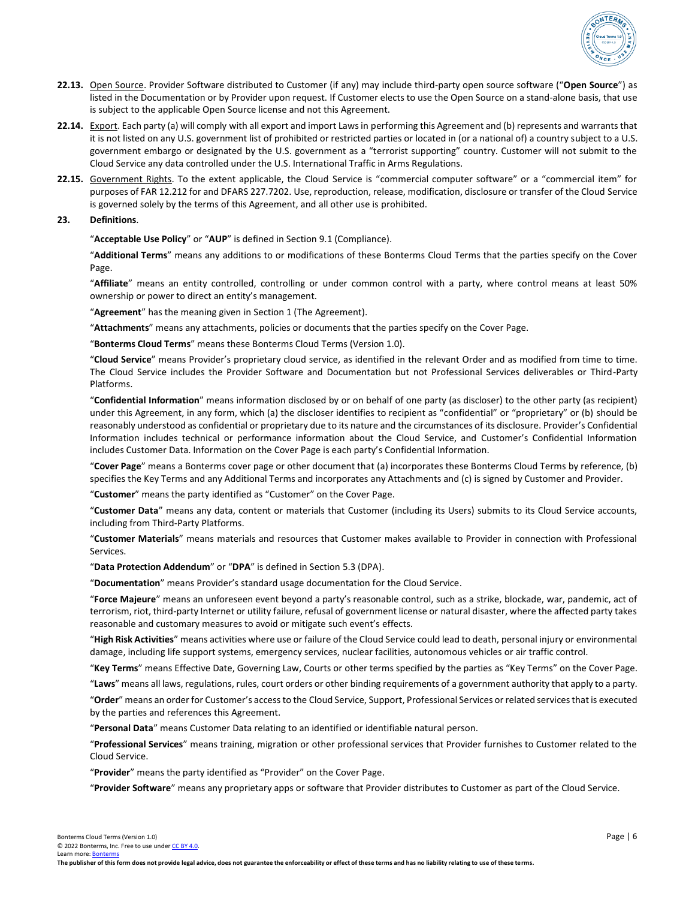**22.13.** Open Source. Provider Software distributed to Customer (if any) may include third-party open source software ("**Open Source**") as listed in the Documentation or by Provider upon request. If Customer elects to use the Open Source on a stand-alone basis, that use is subject to the applicable Open Source license and not this Agreement.

**22.14.** Export. Each party (a) will comply with all export and import Laws in performing this Agreement and (b) represents and warrants that it is not listed on any U.S. government list of prohibited or restricted parties or located in (or a national of) a country subject to a U.S. government embargo or designated by the U.S. government as a "terrorist supporting" country. Customer will not submit to the Cloud Service any data controlled under the U.S. International Traffic in Arms Regulations.

**22.15.** Government Rights. To the extent applicable, the Cloud Service is "commercial computer software" or a "commercial item" for purposes of FAR 12.212 for and DFARS 227.7202. Use, reproduction, release, modification, disclosure or transfer of the Cloud Service is governed solely by the terms of this Agreement, and all other use is prohibited.

**23. Definitions**.

"**Acceptable Use Policy**" or "**AUP**" is defined in Section 9.1 (Compliance).

"**Additional Terms**" means any additions to or modifications of these Bonterms Cloud Terms that the parties specify on the Cover Page.

"**Affiliate**" means an entity controlled, controlling or under common control with a party, where control means at least 50% ownership or power to direct an entity's management.

"**Agreement**" has the meaning given in Section 1 (The Agreement).

"**Attachments**" means any attachments, policies or documents that the parties specify on the Cover Page.

"**Bonterms Cloud Terms**" means these Bonterms Cloud Terms (Version 1.0).

"**Cloud Service**" means Provider's proprietary cloud service, as identified in the relevant Order and as modified from time to time. The Cloud Service includes the Provider Software and Documentation but not Professional Services deliverables or Third-Party Platforms.

"**Confidential Information**" means information disclosed by or on behalf of one party (as discloser) to the other party (as recipient) under this Agreement, in any form, which (a) the discloser identifies to recipient as "confidential" or "proprietary" or (b) should be reasonably understood as confidential or proprietary due to its nature and the circumstances of its disclosure. Provider's Confidential Information includes technical or performance information about the Cloud Service, and Customer's Confidential Information includes Customer Data. Information on the Cover Page is each party's Confidential Information.

"**Cover Page**" means a Bonterms cover page or other document that (a) incorporates these Bonterms Cloud Terms by reference, (b) specifies the Key Terms and any Additional Terms and incorporates any Attachments and (c) is signed by Customer and Provider.

"**Customer**" means the party identified as "Customer" on the Cover Page.

"**Customer Data**" means any data, content or materials that Customer (including its Users) submits to its Cloud Service accounts, including from Third-Party Platforms.

"**Customer Materials**" means materials and resources that Customer makes available to Provider in connection with Professional Services.

"**Data Protection Addendum**" or "**DPA**" is defined in Section 5.3 (DPA).

"**Documentation**" means Provider's standard usage documentation for the Cloud Service.

"**Force Majeure**" means an unforeseen event beyond a party's reasonable control, such as a strike, blockade, war, pandemic, act of terrorism, riot, third-party Internet or utility failure, refusal of government license or natural disaster, where the affected party takes reasonable and customary measures to avoid or mitigate such event's effects.

"**High Risk Activities**" means activities where use or failure of the Cloud Service could lead to death, personal injury or environmental damage, including life support systems, emergency services, nuclear facilities, autonomous vehicles or air traffic control.

"**Key Terms**" means Effective Date, Governing Law, Courts or other terms specified by the parties as "Key Terms" on the Cover Page.

"**Laws**" means all laws, regulations, rules, court orders or other binding requirements of a government authority that apply to a party.

"**Order**" means an order for Customer's access to the Cloud Service, Support, Professional Services or related services that is executed by the parties and references this Agreement.

"**Personal Data**" means Customer Data relating to an identified or identifiable natural person.

"**Professional Services**" means training, migration or other professional services that Provider furnishes to Customer related to the Cloud Service.

"**Provider**" means the party identified as "Provider" on the Cover Page.

"**Provider Software**" means any proprietary apps or software that Provider distributes to Customer as part of the Cloud Service.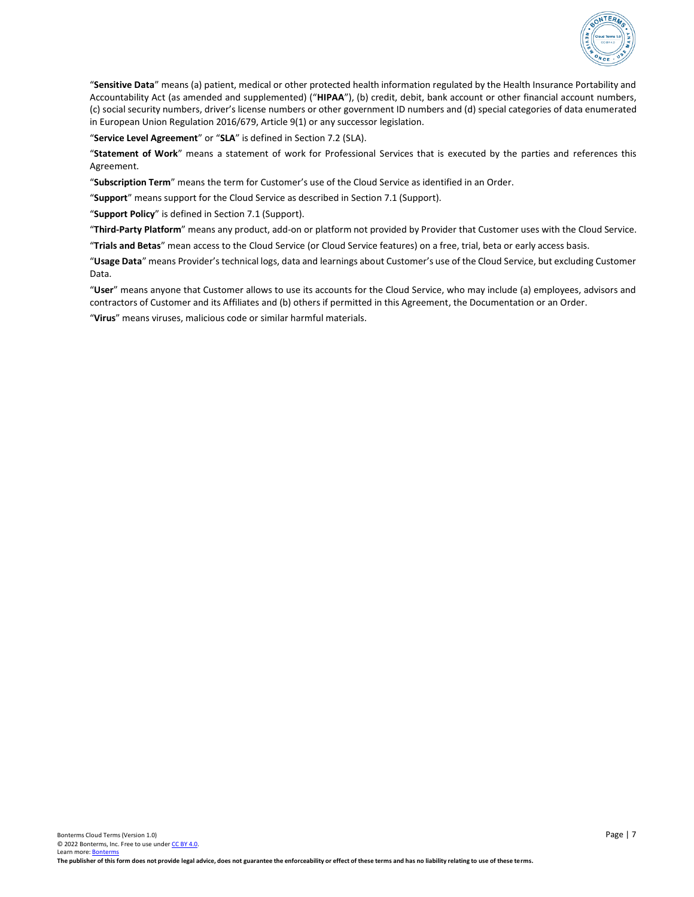"**Sensitive Data**" means (a) patient, medical or other protected health information regulated by the Health Insurance Portability and Accountability Act (as amended and supplemented) ("**HIPAA**"), (b) credit, debit, bank account or other financial account numbers, (c) social security numbers, driver's license numbers or other government ID numbers and (d) special categories of data enumerated in European Union Regulation 2016/679, Article 9(1) or any successor legislation.

"**Service Level Agreement**" or "**SLA**" is defined in Section 7.2 (SLA).

"**Statement of Work**" means a statement of work for Professional Services that is executed by the parties and references this Agreement.

"**Subscription Term**" means the term for Customer's use of the Cloud Service as identified in an Order.

"**Support**" means support for the Cloud Service as described in Section 7.1 (Support).

"**Support Policy**" is defined in Section 7.1 (Support).

"**Third-Party Platform**" means any product, add-on or platform not provided by Provider that Customer uses with the Cloud Service.

"**Trials and Betas**" mean access to the Cloud Service (or Cloud Service features) on a free, trial, beta or early access basis.

"**Usage Data**" means Provider's technical logs, data and learnings about Customer's use of the Cloud Service, but excluding Customer Data.

"**User**" means anyone that Customer allows to use its accounts for the Cloud Service, who may include (a) employees, advisors and contractors of Customer and its Affiliates and (b) others if permitted in this Agreement, the Documentation or an Order.

"**Virus**" means viruses, malicious code or similar harmful materials.